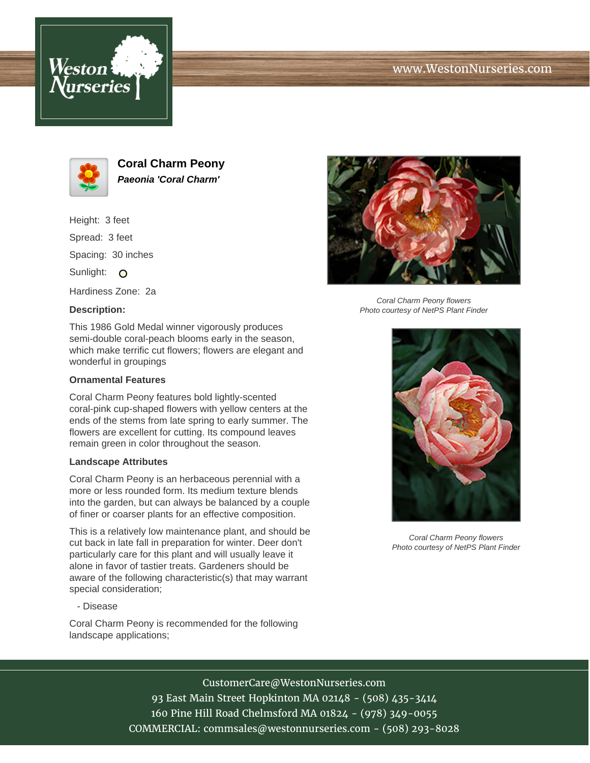# Coral Charm Peony

***Paeonia 'Coral Charm'***

Height: 3 feet

Spread: 3 feet

Spacing: 30 inches

Sunlight: O

Hardiness Zone: 2a

### Description:

This 1986 Gold Medal winner vigorously produces semi-double coral-peach blooms early in the season, which make terrific cut flowers; flowers are elegant and wonderful in groupings

### Ornamental Features

Coral Charm Peony features bold lightly-scented coral-pink cup-shaped flowers with yellow centers at the ends of the stems from late spring to early summer. The flowers are excellent for cutting. Its compound leaves remain green in color throughout the season.

### Landscape Attributes

Coral Charm Peony is an herbaceous perennial with a more or less rounded form. Its medium texture blends into the garden, but can always be balanced by a couple of finer or coarser plants for an effective composition.

This is a relatively low maintenance plant, and should be cut back in late fall in preparation for winter. Deer don't particularly care for this plant and will usually leave it alone in favor of tastier treats. Gardeners should be aware of the following characteristic(s) that may warrant special consideration;

- Disease

Coral Charm Peony is recommended for the following landscape applications;

*Coral Charm Peony flowers*
*Photo courtesy of NetPS Plant Finder*

*Coral Charm Peony flowers*
*Photo courtesy of NetPS Plant Finder*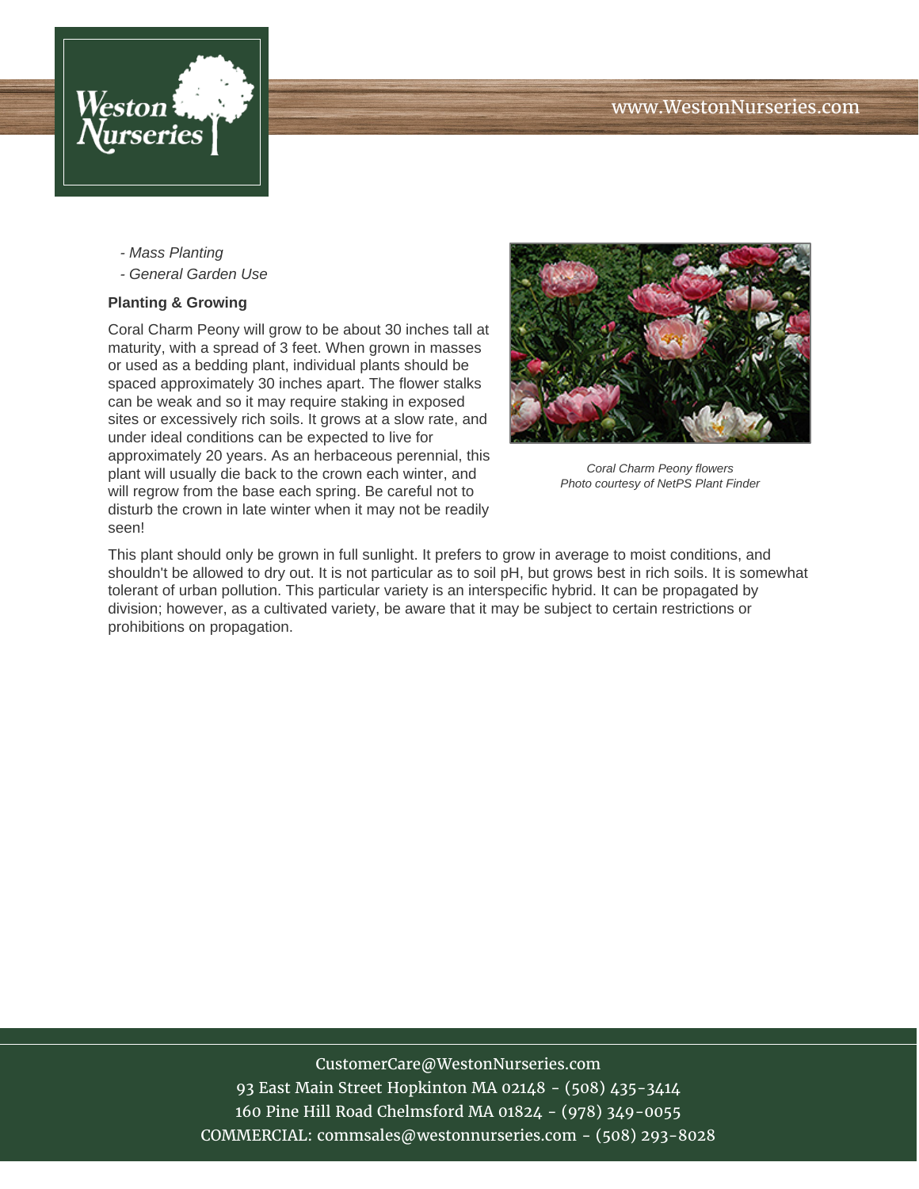- *Mass Planting*
- *General Garden Use*

**Planting & Growing**

Coral Charm Peony will grow to be about 30 inches tall at maturity, with a spread of 3 feet. When grown in masses or used as a bedding plant, individual plants should be spaced approximately 30 inches apart. The flower stalks can be weak and so it may require staking in exposed sites or excessively rich soils. It grows at a slow rate, and under ideal conditions can be expected to live for approximately 20 years. As an herbaceous perennial, this plant will usually die back to the crown each winter, and will regrow from the base each spring. Be careful not to disturb the crown in late winter when it may not be readily seen!

*Coral Charm Peony flowers*
*Photo courtesy of NetPS Plant Finder*

This plant should only be grown in full sunlight. It prefers to grow in average to moist conditions, and shouldn't be allowed to dry out. It is not particular as to soil pH, but grows best in rich soils. It is somewhat tolerant of urban pollution. This particular variety is an interspecific hybrid. It can be propagated by division; however, as a cultivated variety, be aware that it may be subject to certain restrictions or prohibitions on propagation.